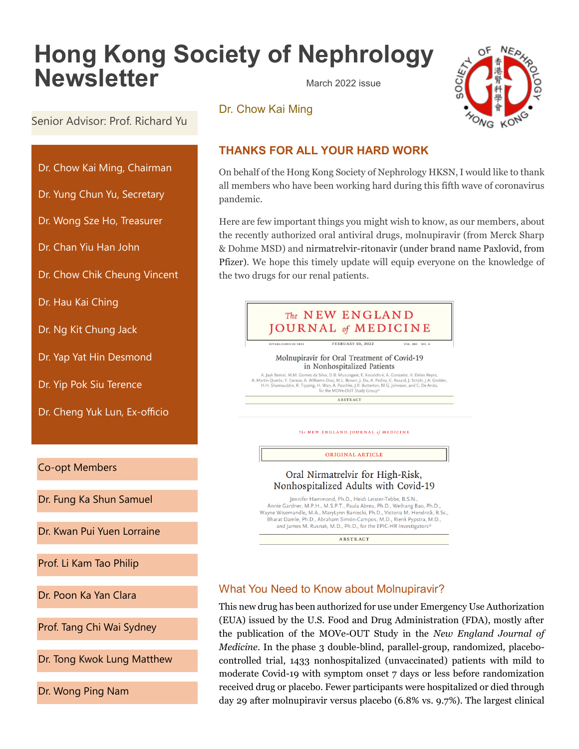# Hong Kong Society of Nephrology Newsletter

March 2022 issue

Senior Advisor: Prof. Richard Yu

- Dr. Chow Kai Ming, Chairman
- Dr. Yung Chun Yu, Secretary
- Dr. Wong Sze Ho, Treasurer
- Dr. Chan Yiu Han John
- Dr. Chow Chik Cheung Vincent
- Dr. Hau Kai Ching
- Dr. Ng Kit Chung Jack
- Dr. Yap Yat Hin Desmond
- Dr. Yip Pok Siu Terence
- Dr. Cheng Yuk Lun, Ex-officio

Co-opt Members

- Dr. Fung Ka Shun Samuel
- Dr. Kwan Pui Yuen Lorraine
- Prof. Li Kam Tao Philip
- Dr. Poon Ka Yan Clara
- Prof. Tang Chi Wai Sydney
- Dr. Tong Kwok Lung Matthew
- Dr. Wong Ping Nam

Dr. Chow Kai Ming

## THANKS FOR ALL YOUR HARD WORK

On behalf of the Hong Kong Society of Nephrology HKSN, I would like to thank all members who have been working hard during this fifth wave of coronavirus pandemic.

Here are few important things you might wish to know, as our members, about the recently authorized oral antiviral drugs, molnupiravir (from Merck Sharp & Dohme MSD) and nirmatrelvir-ritonavir (under brand name Paxlovid, from Pfizer). We hope this timely update will equip everyone on the knowledge of the two drugs for our renal patients.

The NEW ENGLAND JOURNAL of MEDICINE

ESTABLISHED IN 1812 — FEBRUARY 10, 2022 — VOL. 386 NO. 6

Molnupiravir for Oral Treatment of Covid-19 in Nonhospitalized Patients

A. Jayk Bernal, M.M. Gomes da Silva, D.B. Musungaie, E. Kovalchuk, A. Gonzalez, V. Delos Reyes, A. Martín-Quirós, Y. Caraco, A. Williams-Diaz, M.L. Brown, J. Du, A. Pedley, C. Assaid, J. Strizki, J.A. Grobler, H.H. Shamsuddin, R. Tipping, H. Wan, A. Paschke, J.R. Butterton, M.G. Johnson, and C. De Anda, for the MOVe-OUT Study Group*

ABSTRACT

The NEW ENGLAND JOURNAL of MEDICINE

ORIGINAL ARTICLE

Oral Nirmatrelvir for High-Risk, Nonhospitalized Adults with Covid-19

Jennifer Hammond, Ph.D., Heidi Leister-Tebbe, B.S.N., Annie Gardner, M.P.H., M.S.P.T., Paula Abreu, Ph.D., Weihang Bao, Ph.D., Wayne Wisemandle, M.A., MaryLynn Baniecki, Ph.D., Victoria M. Hendrick, B.Sc., Bharat Damle, Ph.D., Abraham Simón-Campos, M.D., Rienk Pypstra, M.D., and James M. Rusnak, M.D., Ph.D., for the EPIC-HR Investigators*

ABSTRACT

### What You Need to Know about Molnupiravir?

This new drug has been authorized for use under Emergency Use Authorization (EUA) issued by the U.S. Food and Drug Administration (FDA), mostly after the publication of the MOVe-OUT Study in the *New England Journal of Medicine*. In the phase 3 double-blind, parallel-group, randomized, placebo-controlled trial, 1433 nonhospitalized (unvaccinated) patients with mild to moderate Covid-19 with symptom onset 7 days or less before randomization received drug or placebo. Fewer participants were hospitalized or died through day 29 after molnupiravir versus placebo (6.8% vs. 9.7%). The largest clinical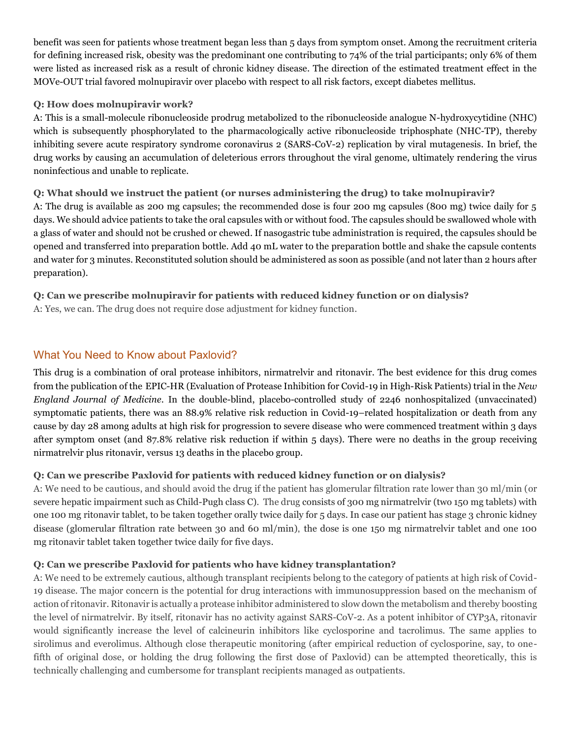benefit was seen for patients whose treatment began less than 5 days from symptom onset. Among the recruitment criteria for defining increased risk, obesity was the predominant one contributing to 74% of the trial participants; only 6% of them were listed as increased risk as a result of chronic kidney disease. The direction of the estimated treatment effect in the MOVe-OUT trial favored molnupiravir over placebo with respect to all risk factors, except diabetes mellitus.

**Q: How does molnupiravir work?**

A: This is a small-molecule ribonucleoside prodrug metabolized to the ribonucleoside analogue N-hydroxycytidine (NHC) which is subsequently phosphorylated to the pharmacologically active ribonucleoside triphosphate (NHC-TP), thereby inhibiting severe acute respiratory syndrome coronavirus 2 (SARS-CoV-2) replication by viral mutagenesis. In brief, the drug works by causing an accumulation of deleterious errors throughout the viral genome, ultimately rendering the virus noninfectious and unable to replicate.

**Q: What should we instruct the patient (or nurses administering the drug) to take molnupiravir?**

A: The drug is available as 200 mg capsules; the recommended dose is four 200 mg capsules (800 mg) twice daily for 5 days. We should advice patients to take the oral capsules with or without food. The capsules should be swallowed whole with a glass of water and should not be crushed or chewed. If nasogastric tube administration is required, the capsules should be opened and transferred into preparation bottle. Add 40 mL water to the preparation bottle and shake the capsule contents and water for 3 minutes. Reconstituted solution should be administered as soon as possible (and not later than 2 hours after preparation).

**Q: Can we prescribe molnupiravir for patients with reduced kidney function or on dialysis?**

A: Yes, we can. The drug does not require dose adjustment for kidney function.

## What You Need to Know about Paxlovid?

This drug is a combination of oral protease inhibitors, nirmatrelvir and ritonavir. The best evidence for this drug comes from the publication of the EPIC-HR (Evaluation of Protease Inhibition for Covid-19 in High-Risk Patients) trial in the *New England Journal of Medicine*. In the double-blind, placebo-controlled study of 2246 nonhospitalized (unvaccinated) symptomatic patients, there was an 88.9% relative risk reduction in Covid-19–related hospitalization or death from any cause by day 28 among adults at high risk for progression to severe disease who were commenced treatment within 3 days after symptom onset (and 87.8% relative risk reduction if within 5 days). There were no deaths in the group receiving nirmatrelvir plus ritonavir, versus 13 deaths in the placebo group.

**Q: Can we prescribe Paxlovid for patients with reduced kidney function or on dialysis?**

A: We need to be cautious, and should avoid the drug if the patient has glomerular filtration rate lower than 30 ml/min (or severe hepatic impairment such as Child-Pugh class C). The drug consists of 300 mg nirmatrelvir (two 150 mg tablets) with one 100 mg ritonavir tablet, to be taken together orally twice daily for 5 days. In case our patient has stage 3 chronic kidney disease (glomerular filtration rate between 30 and 60 ml/min), the dose is one 150 mg nirmatrelvir tablet and one 100 mg ritonavir tablet taken together twice daily for five days.

**Q: Can we prescribe Paxlovid for patients who have kidney transplantation?**

A: We need to be extremely cautious, although transplant recipients belong to the category of patients at high risk of Covid-19 disease. The major concern is the potential for drug interactions with immunosuppression based on the mechanism of action of ritonavir. Ritonavir is actually a protease inhibitor administered to slow down the metabolism and thereby boosting the level of nirmatrelvir. By itself, ritonavir has no activity against SARS-CoV-2. As a potent inhibitor of CYP3A, ritonavir would significantly increase the level of calcineurin inhibitors like cyclosporine and tacrolimus. The same applies to sirolimus and everolimus. Although close therapeutic monitoring (after empirical reduction of cyclosporine, say, to one-fifth of original dose, or holding the drug following the first dose of Paxlovid) can be attempted theoretically, this is technically challenging and cumbersome for transplant recipients managed as outpatients.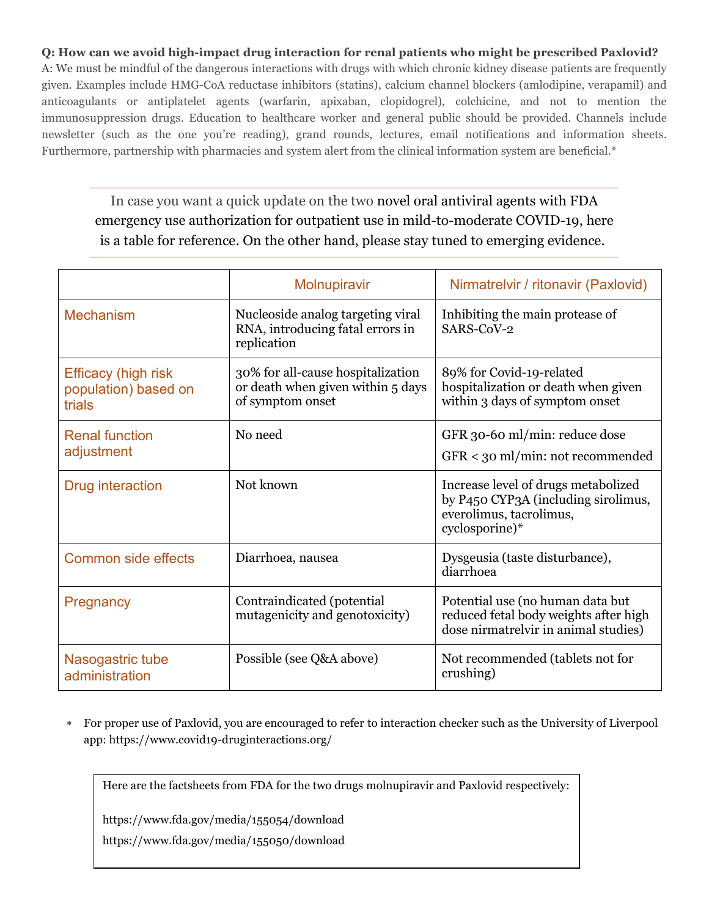**Q: How can we avoid high-impact drug interaction for renal patients who might be prescribed Paxlovid?**

A: We must be mindful of the dangerous interactions with drugs with which chronic kidney disease patients are frequently given. Examples include HMG-CoA reductase inhibitors (statins), calcium channel blockers (amlodipine, verapamil) and anticoagulants or antiplatelet agents (warfarin, apixaban, clopidogrel), colchicine, and not to mention the immunosuppression drugs. Education to healthcare worker and general public should be provided. Channels include newsletter (such as the one you're reading), grand rounds, lectures, email notifications and information sheets. Furthermore, partnership with pharmacies and system alert from the clinical information system are beneficial.*

---

In case you want a quick update on the two novel oral antiviral agents with FDA emergency use authorization for outpatient use in mild-to-moderate COVID-19, here is a table for reference. On the other hand, please stay tuned to emerging evidence.

---

| | Molnupiravir | Nirmatrelvir / ritonavir (Paxlovid) |
|---|---|---|
| Mechanism | Nucleoside analog targeting viral RNA, introducing fatal errors in replication | Inhibiting the main protease of SARS-CoV-2 |
| Efficacy (high risk population) based on trials | 30% for all-cause hospitalization or death when given within 5 days of symptom onset | 89% for Covid-19-related hospitalization or death when given within 3 days of symptom onset |
| Renal function adjustment | No need | GFR 30-60 ml/min: reduce dose<br>GFR < 30 ml/min: not recommended |
| Drug interaction | Not known | Increase level of drugs metabolized by P450 CYP3A (including sirolimus, everolimus, tacrolimus, cyclosporine)* |
| Common side effects | Diarrhoea, nausea | Dysgeusia (taste disturbance), diarrhoea |
| Pregnancy | Contraindicated (potential mutagenicity and genotoxicity) | Potential use (no human data but reduced fetal body weights after high dose nirmatrelvir in animal studies) |
| Nasogastric tube administration | Possible (see Q&A above) | Not recommended (tablets not for crushing) |

\* For proper use of Paxlovid, you are encouraged to refer to interaction checker such as the University of Liverpool app: https://www.covid19-druginteractions.org/

Here are the factsheets from FDA for the two drugs molnupiravir and Paxlovid respectively:

https://www.fda.gov/media/155054/download

https://www.fda.gov/media/155050/download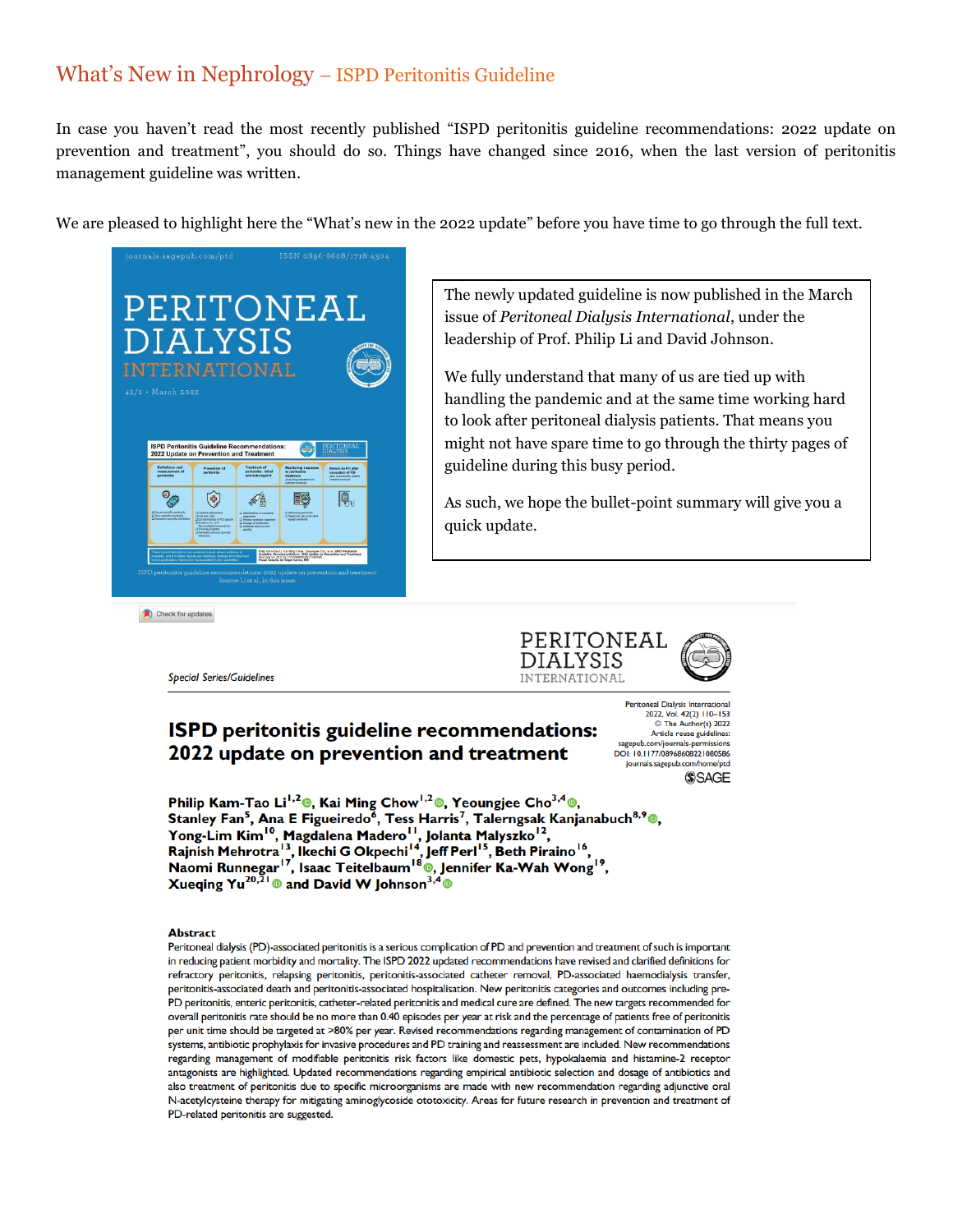## What's New in Nephrology – ISPD Peritonitis Guideline

In case you haven't read the most recently published "ISPD peritonitis guideline recommendations: 2022 update on prevention and treatment", you should do so. Things have changed since 2016, when the last version of peritonitis management guideline was written.

We are pleased to highlight here the "What's new in the 2022 update" before you have time to go through the full text.

The newly updated guideline is now published in the March issue of *Peritoneal Dialysis International*, under the leadership of Prof. Philip Li and David Johnson.

We fully understand that many of us are tied up with handling the pandemic and at the same time working hard to look after peritoneal dialysis patients. That means you might not have spare time to go through the thirty pages of guideline during this busy period.

As such, we hope the bullet-point summary will give you a quick update.

*Special Series/Guidelines*

# ISPD peritonitis guideline recommendations: 2022 update on prevention and treatment

Peritoneal Dialysis International
2022, Vol. 42(2) 110–153
© The Author(s) 2022
Article reuse guidelines: sagepub.com/journals-permissions
DOI: 10.1177/08968608221080586
journals.sagepub.com/home/ptd

**Philip Kam-Tao Li[1,2], Kai Ming Chow[1,2], Yeoungjee Cho[3,4], Stanley Fan[5], Ana E Figueiredo[6], Tess Harris[7], Talerngsak Kanjanabuch[8,9], Yong-Lim Kim[10], Magdalena Madero[11], Jolanta Malyszko[12], Rajnish Mehrotra[13], Ikechi G Okpechi[14], Jeff Perl[15], Beth Piraino[16], Naomi Runnegar[17], Isaac Teitelbaum[18], Jennifer Ka-Wah Wong[19], Xueqing Yu[20,21] and David W Johnson[3,4]**

### Abstract

Peritoneal dialysis (PD)-associated peritonitis is a serious complication of PD and prevention and treatment of such is important in reducing patient morbidity and mortality. The ISPD 2022 updated recommendations have revised and clarified definitions for refractory peritonitis, relapsing peritonitis, peritonitis-associated catheter removal, PD-associated haemodialysis transfer, peritonitis-associated death and peritonitis-associated hospitalisation. New peritonitis categories and outcomes including pre-PD peritonitis, enteric peritonitis, catheter-related peritonitis and medical cure are defined. The new targets recommended for overall peritonitis rate should be no more than 0.40 episodes per year at risk and the percentage of patients free of peritonitis per unit time should be targeted at >80% per year. Revised recommendations regarding management of contamination of PD systems, antibiotic prophylaxis for invasive procedures and PD training and reassessment are included. New recommendations regarding management of modifiable peritonitis risk factors like domestic pets, hypokalaemia and histamine-2 receptor antagonists are highlighted. Updated recommendations regarding empirical antibiotic selection and dosage of antibiotics and also treatment of peritonitis due to specific microorganisms are made with new recommendation regarding adjunctive oral N-acetylcysteine therapy for mitigating aminoglycoside ototoxicity. Areas for future research in prevention and treatment of PD-related peritonitis are suggested.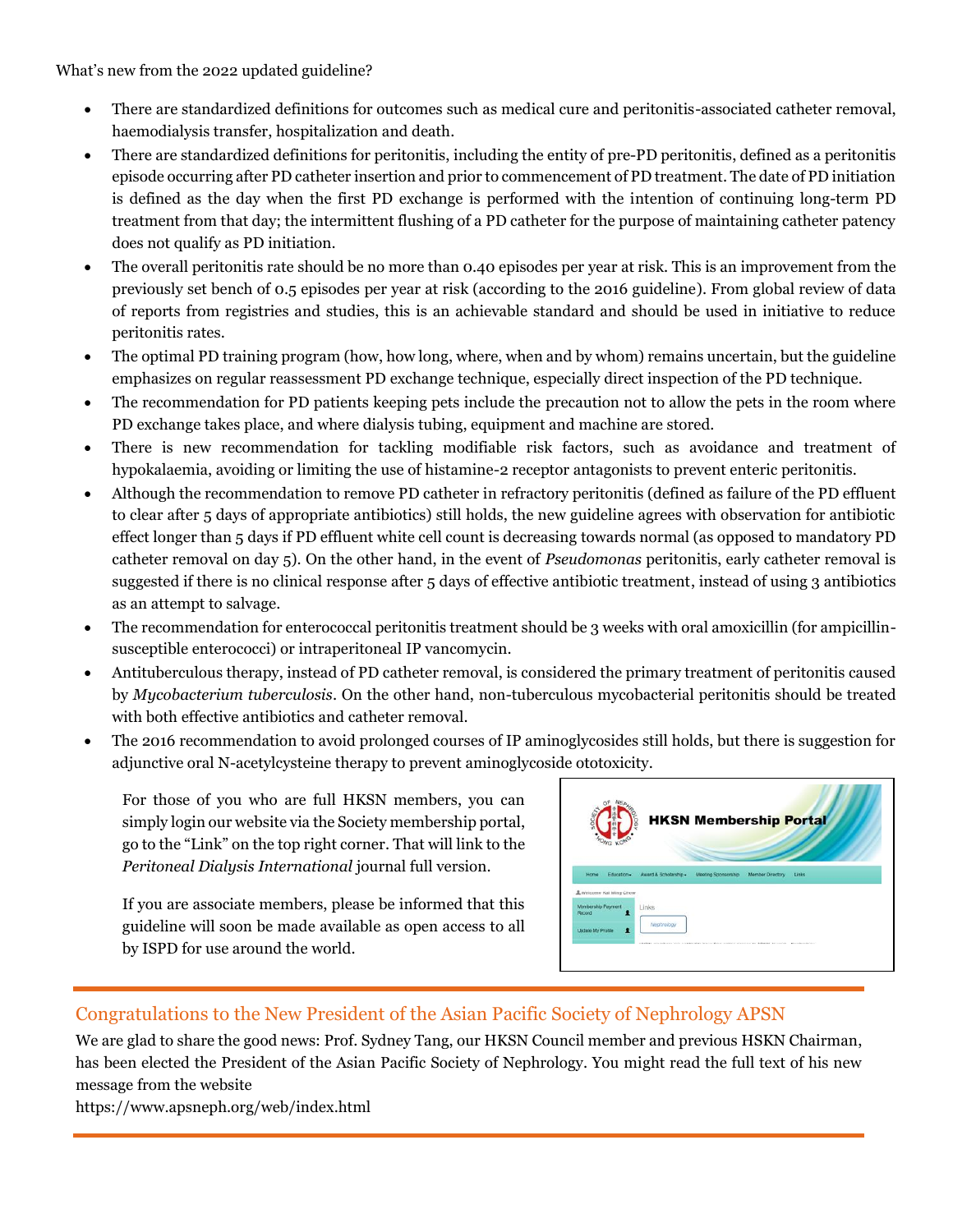What's new from the 2022 updated guideline?

- There are standardized definitions for outcomes such as medical cure and peritonitis-associated catheter removal, haemodialysis transfer, hospitalization and death.
- There are standardized definitions for peritonitis, including the entity of pre-PD peritonitis, defined as a peritonitis episode occurring after PD catheter insertion and prior to commencement of PD treatment. The date of PD initiation is defined as the day when the first PD exchange is performed with the intention of continuing long-term PD treatment from that day; the intermittent flushing of a PD catheter for the purpose of maintaining catheter patency does not qualify as PD initiation.
- The overall peritonitis rate should be no more than 0.40 episodes per year at risk. This is an improvement from the previously set bench of 0.5 episodes per year at risk (according to the 2016 guideline). From global review of data of reports from registries and studies, this is an achievable standard and should be used in initiative to reduce peritonitis rates.
- The optimal PD training program (how, how long, where, when and by whom) remains uncertain, but the guideline emphasizes on regular reassessment PD exchange technique, especially direct inspection of the PD technique.
- The recommendation for PD patients keeping pets include the precaution not to allow the pets in the room where PD exchange takes place, and where dialysis tubing, equipment and machine are stored.
- There is new recommendation for tackling modifiable risk factors, such as avoidance and treatment of hypokalaemia, avoiding or limiting the use of histamine-2 receptor antagonists to prevent enteric peritonitis.
- Although the recommendation to remove PD catheter in refractory peritonitis (defined as failure of the PD effluent to clear after 5 days of appropriate antibiotics) still holds, the new guideline agrees with observation for antibiotic effect longer than 5 days if PD effluent white cell count is decreasing towards normal (as opposed to mandatory PD catheter removal on day 5). On the other hand, in the event of *Pseudomonas* peritonitis, early catheter removal is suggested if there is no clinical response after 5 days of effective antibiotic treatment, instead of using 3 antibiotics as an attempt to salvage.
- The recommendation for enterococcal peritonitis treatment should be 3 weeks with oral amoxicillin (for ampicillin-susceptible enterococci) or intraperitoneal IP vancomycin.
- Antituberculous therapy, instead of PD catheter removal, is considered the primary treatment of peritonitis caused by *Mycobacterium tuberculosis*. On the other hand, non-tuberculous mycobacterial peritonitis should be treated with both effective antibiotics and catheter removal.
- The 2016 recommendation to avoid prolonged courses of IP aminoglycosides still holds, but there is suggestion for adjunctive oral N-acetylcysteine therapy to prevent aminoglycoside ototoxicity.

For those of you who are full HKSN members, you can simply login our website via the Society membership portal, go to the "Link" on the top right corner. That will link to the *Peritoneal Dialysis International* journal full version.

If you are associate members, please be informed that this guideline will soon be made available as open access to all by ISPD for use around the world.

## Congratulations to the New President of the Asian Pacific Society of Nephrology APSN

We are glad to share the good news: Prof. Sydney Tang, our HKSN Council member and previous HSKN Chairman, has been elected the President of the Asian Pacific Society of Nephrology. You might read the full text of his new message from the website

https://www.apsneph.org/web/index.html